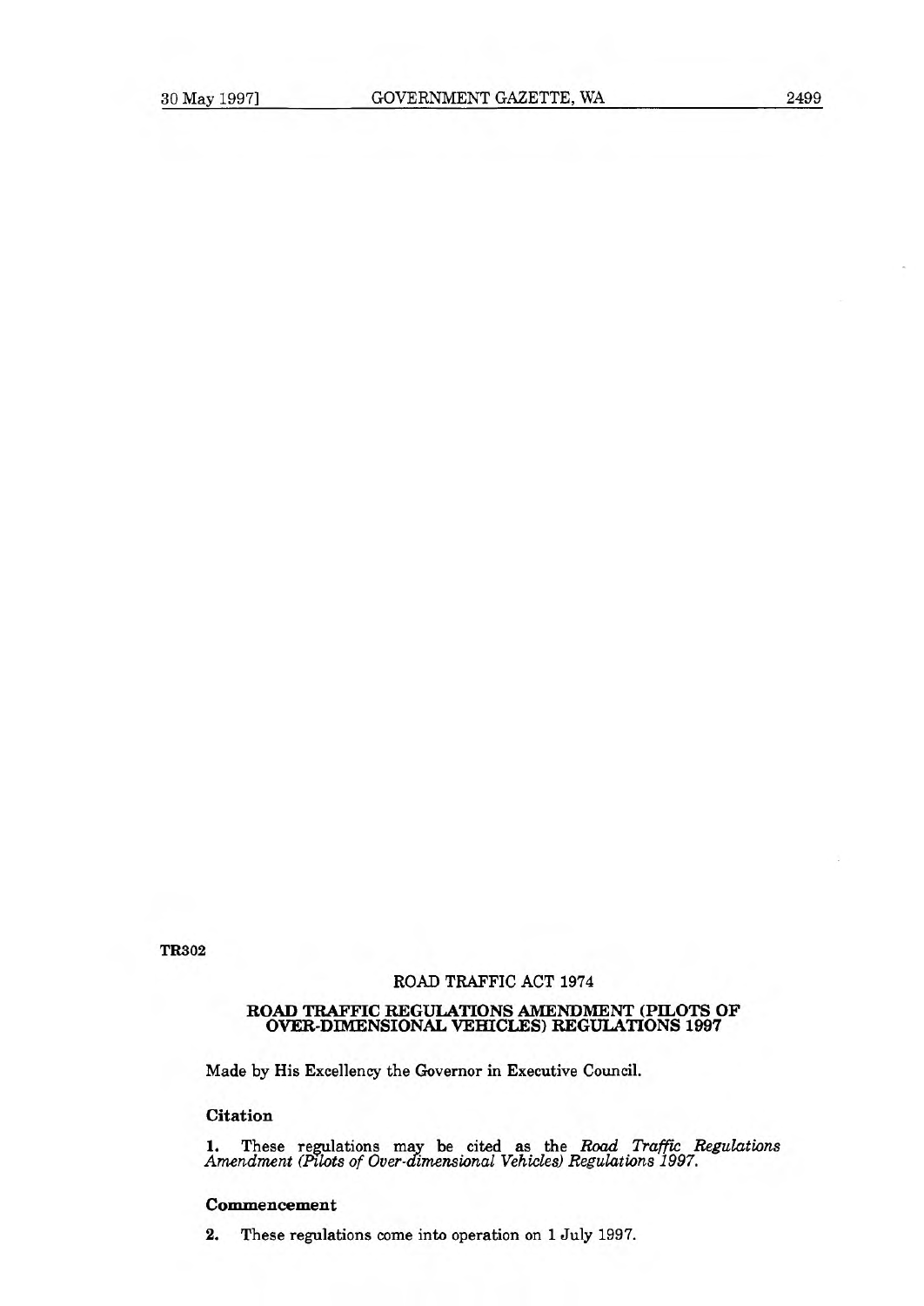TR302

ROAD TRAFFIC ACT 1974

# ROAD TRAFFIC REGULATIONS AMENDMENT (PILOTS OF OVER-DIMENSIONAL VEHICLES) REGULATIONS 1997

Made by His Excellency the Governor in Executive Council.

### Citation

**1.** These regulations may be cited as the *Road Traffic Regulations Amendment (Pilots of Over-dimensional Vehicles) Regulations 1997.*

### Commencement

**2.** These regulations come into operation on 1 July 1997.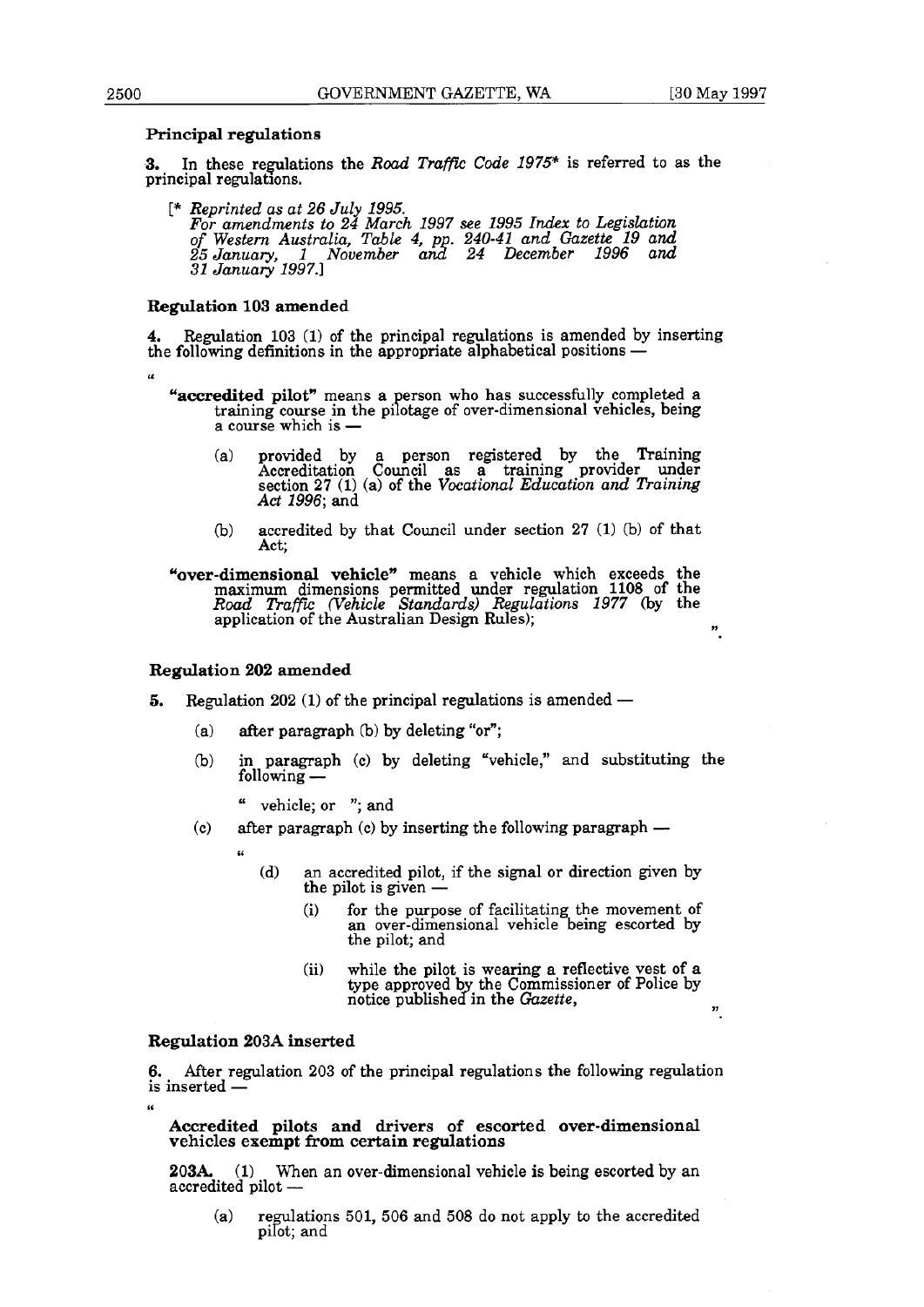#### Principal regulations

**3.** In these regulations the *Road Traffic Code 1975** is referred to as the principal regulations.

[* *Reprinted as at 26 July 1995. For amendments to 24 March 1997 see 1995 Index to Legislation of Western Australia, Table 4, pp. 240-41 and Gazette 19 and 25 January, 1 November and 24 December 1996 and 31 January 1997.*]

#### Regulation 103 amended

**4.** Regulation 103 (1) of the principal regulations is amended by inserting the following definitions in the appropriate alphabetical positions —

"

**"accredited pilot"** means a person who has successfully completed a training course in the pilotage of over-dimensional vehicles, being a course which is —

(a) provided by a person registered by the Training Accreditation Council as a training provider under section 27 (1) (a) of the *Vocational Education and Training Act 1996*; and

(b) accredited by that Council under section 27 (1) (b) of that Act;

**"over-dimensional vehicle"** means a vehicle which exceeds the maximum dimensions permitted under regulation 1108 of the *Road Traffic (Vehicle Standards) Regulations 1977* (by the application of the Australian Design Rules);

".

#### Regulation 202 amended

**5.** Regulation 202 (1) of the principal regulations is amended —

(a) after paragraph (b) by deleting "or";

(b) in paragraph (c) by deleting "vehicle," and substituting the following —

" vehicle; or "; and

(c) after paragraph (c) by inserting the following paragraph —

"

(d) an accredited pilot, if the signal or direction given by the pilot is given —

(i) for the purpose of facilitating the movement of an over-dimensional vehicle being escorted by the pilot; and

(ii) while the pilot is wearing a reflective vest of a type approved by the Commissioner of Police by notice published in the *Gazette*,

".

#### Regulation 203A inserted

**6.** After regulation 203 of the principal regulations the following regulation is inserted —

"

**Accredited pilots and drivers of escorted over-dimensional vehicles exempt from certain regulations**

**203A.** (1) When an over-dimensional vehicle is being escorted by an accredited pilot —

(a) regulations 501, 506 and 508 do not apply to the accredited pilot; and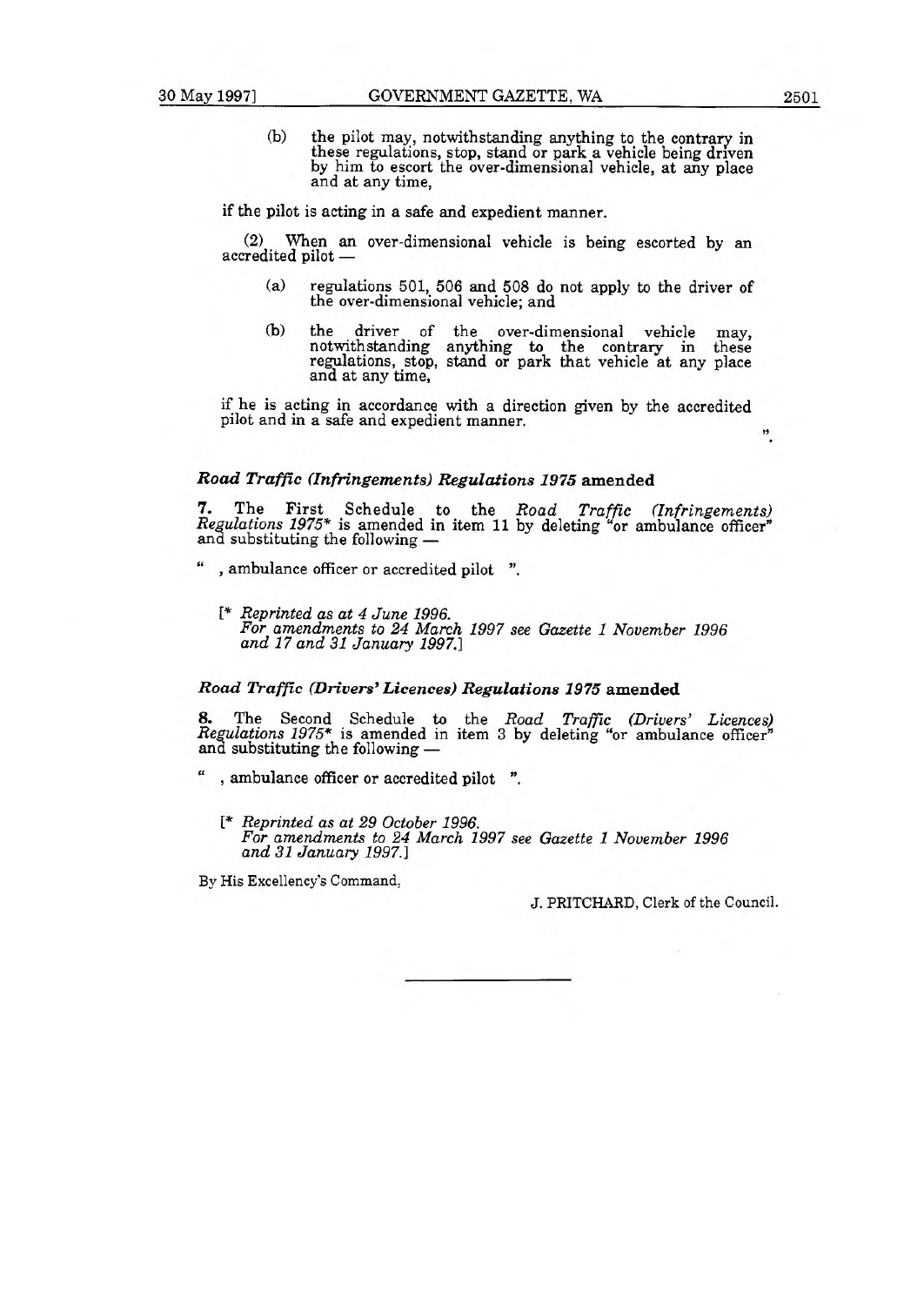(b) the pilot may, notwithstanding anything to the contrary in these regulations, stop, stand or park a vehicle being driven by him to escort the over-dimensional vehicle, at any place and at any time,

if the pilot is acting in a safe and expedient manner.

(2) When an over-dimensional vehicle is being escorted by an accredited pilot —

(a) regulations 501, 506 and 508 do not apply to the driver of the over-dimensional vehicle; and

(b) the driver of the over-dimensional vehicle may, notwithstanding anything to the contrary in these regulations, stop, stand or park that vehicle at any place and at any time,

if he is acting in accordance with a direction given by the accredited pilot and in a safe and expedient manner.

".

### *Road Traffic (Infringements) Regulations 1975* amended

**7.** The First Schedule to the *Road Traffic (Infringements) Regulations 1975** is amended in item 11 by deleting "or ambulance officer" and substituting the following —

" , ambulance officer or accredited pilot ".

[* *Reprinted as at 4 June 1996.*
*For amendments to 24 March 1997 see Gazette 1 November 1996 and 17 and 31 January 1997.*]

### *Road Traffic (Drivers' Licences) Regulations 1975* amended

**8.** The Second Schedule to the *Road Traffic (Drivers' Licences) Regulations 1975** is amended in item 3 by deleting "or ambulance officer" and substituting the following —

" , ambulance officer or accredited pilot ".

[* *Reprinted as at 29 October 1996.*
*For amendments to 24 March 1997 see Gazette 1 November 1996 and 31 January 1997.*]

By His Excellency's Command,

J. PRITCHARD, Clerk of the Council.

---